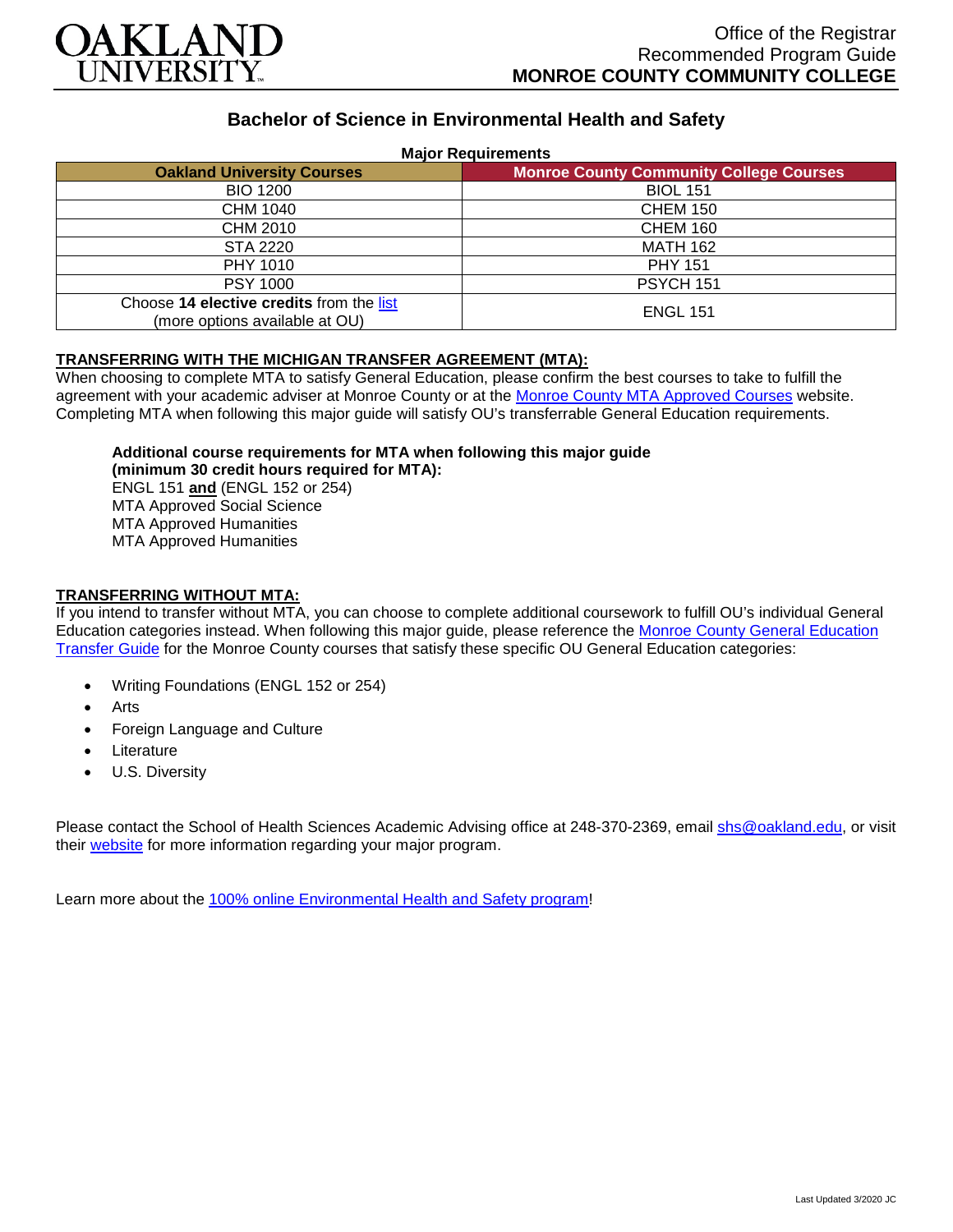# OAKLAND UNIVERSITY

Office of the Registrar
Recommended Program Guide
**MONROE COUNTY COMMUNITY COLLEGE**

## Bachelor of Science in Environmental Health and Safety

**Major Requirements**

| Oakland University Courses | Monroe County Community College Courses |
|---|---|
| BIO 1200 | BIOL 151 |
| CHM 1040 | CHEM 150 |
| CHM 2010 | CHEM 160 |
| STA 2220 | MATH 162 |
| PHY 1010 | PHY 151 |
| PSY 1000 | PSYCH 151 |
| Choose **14 elective credits** from the list (more options available at OU) | ENGL 151 |

**TRANSFERRING WITH THE MICHIGAN TRANSFER AGREEMENT (MTA):**
When choosing to complete MTA to satisfy General Education, please confirm the best courses to take to fulfill the agreement with your academic adviser at Monroe County or at the Monroe County MTA Approved Courses website. Completing MTA when following this major guide will satisfy OU's transferrable General Education requirements.

**Additional course requirements for MTA when following this major guide (minimum 30 credit hours required for MTA):**
ENGL 151 **and** (ENGL 152 or 254)
MTA Approved Social Science
MTA Approved Humanities
MTA Approved Humanities

**TRANSFERRING WITHOUT MTA:**
If you intend to transfer without MTA, you can choose to complete additional coursework to fulfill OU's individual General Education categories instead. When following this major guide, please reference the Monroe County General Education Transfer Guide for the Monroe County courses that satisfy these specific OU General Education categories:

- Writing Foundations (ENGL 152 or 254)
- Arts
- Foreign Language and Culture
- Literature
- U.S. Diversity

Please contact the School of Health Sciences Academic Advising office at 248-370-2369, email shs@oakland.edu, or visit their website for more information regarding your major program.

Learn more about the 100% online Environmental Health and Safety program!

Last Updated 3/2020 JC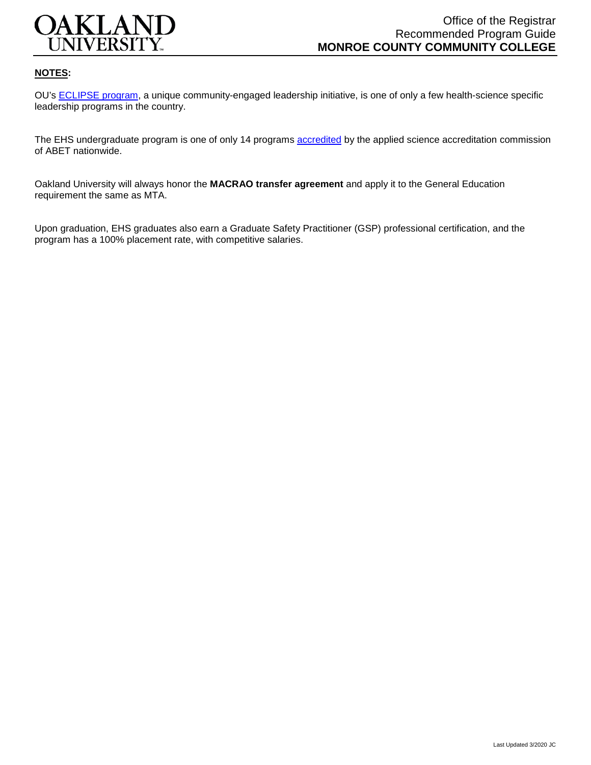**NOTES:**

OU's ECLIPSE program, a unique community-engaged leadership initiative, is one of only a few health-science specific leadership programs in the country.

The EHS undergraduate program is one of only 14 programs accredited by the applied science accreditation commission of ABET nationwide.

Oakland University will always honor the **MACRAO transfer agreement** and apply it to the General Education requirement the same as MTA.

Upon graduation, EHS graduates also earn a Graduate Safety Practitioner (GSP) professional certification, and the program has a 100% placement rate, with competitive salaries.